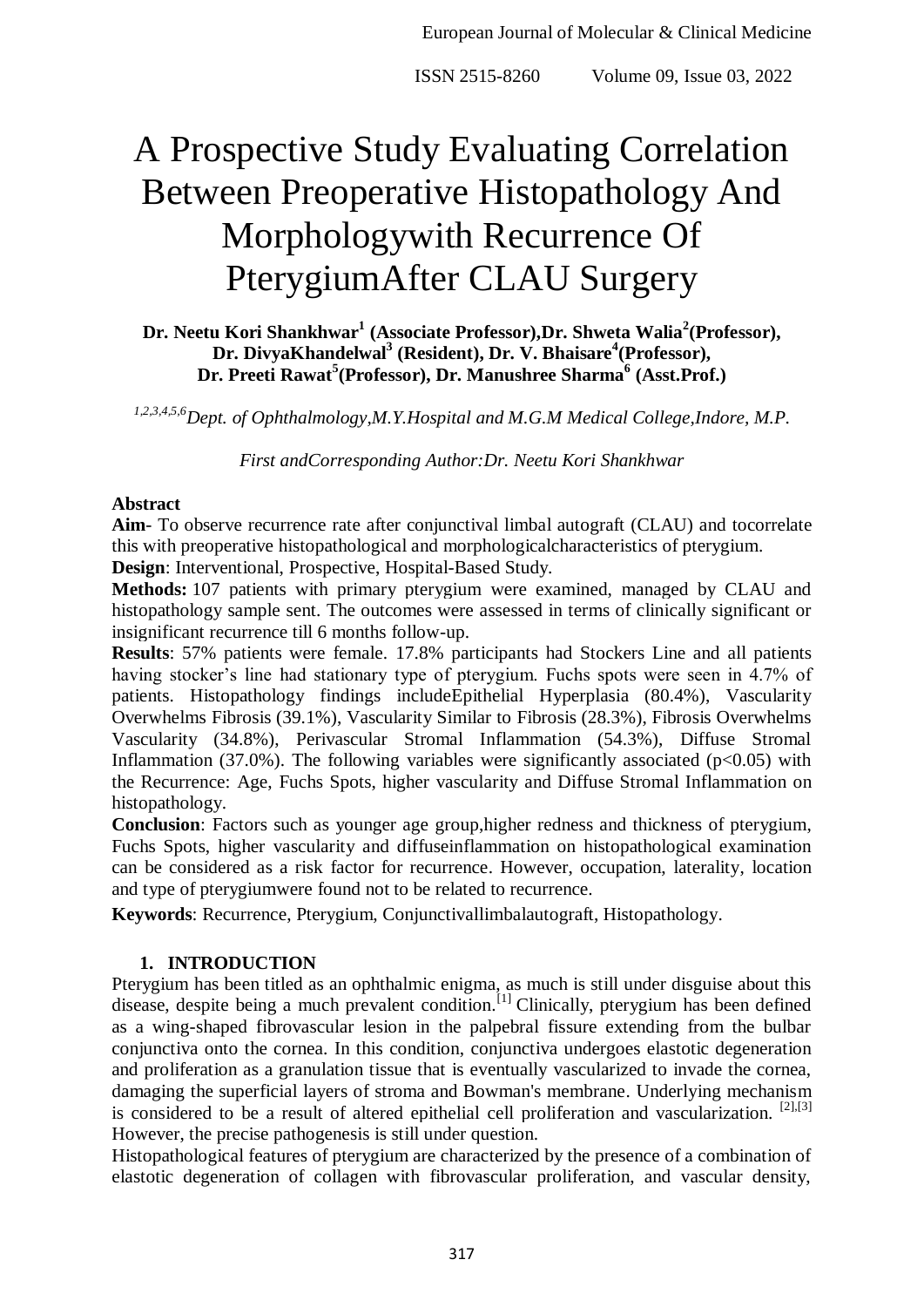# A Prospective Study Evaluating Correlation Between Preoperative Histopathology And Morphologywith Recurrence Of PterygiumAfter CLAU Surgery

**Dr. Neetu Kori Shankhwar[1] (Associate Professor),Dr. Shweta Walia[2](Professor), Dr. DivyaKhandelwal[3] (Resident), Dr. V. Bhaisare[4](Professor), Dr. Preeti Rawat[5](Professor), Dr. Manushree Sharma[6] (Asst.Prof.)**

*[1,2,3,4,5,6]Dept. of Ophthalmology,M.Y.Hospital and M.G.M Medical College,Indore, M.P.*

*First andCorresponding Author:Dr. Neetu Kori Shankhwar*

**Abstract**

**Aim**- To observe recurrence rate after conjunctival limbal autograft (CLAU) and tocorrelate this with preoperative histopathological and morphologicalcharacteristics of pterygium.

**Design**: Interventional, Prospective, Hospital-Based Study.

**Methods:** 107 patients with primary pterygium were examined, managed by CLAU and histopathology sample sent. The outcomes were assessed in terms of clinically significant or insignificant recurrence till 6 months follow-up.

**Results**: 57% patients were female. 17.8% participants had Stockers Line and all patients having stocker's line had stationary type of pterygium. Fuchs spots were seen in 4.7% of patients. Histopathology findings includeEpithelial Hyperplasia (80.4%), Vascularity Overwhelms Fibrosis (39.1%), Vascularity Similar to Fibrosis (28.3%), Fibrosis Overwhelms Vascularity (34.8%), Perivascular Stromal Inflammation (54.3%), Diffuse Stromal Inflammation (37.0%). The following variables were significantly associated ($p<0.05$) with the Recurrence: Age, Fuchs Spots, higher vascularity and Diffuse Stromal Inflammation on histopathology.

**Conclusion**: Factors such as younger age group,higher redness and thickness of pterygium, Fuchs Spots, higher vascularity and diffuseinflammation on histopathological examination can be considered as a risk factor for recurrence. However, occupation, laterality, location and type of pterygiumwere found not to be related to recurrence.

**Keywords**: Recurrence, Pterygium, Conjunctivallimbalautograft, Histopathology.

## 1. INTRODUCTION

Pterygium has been titled as an ophthalmic enigma, as much is still under disguise about this disease, despite being a much prevalent condition.[1] Clinically, pterygium has been defined as a wing-shaped fibrovascular lesion in the palpebral fissure extending from the bulbar conjunctiva onto the cornea. In this condition, conjunctiva undergoes elastotic degeneration and proliferation as a granulation tissue that is eventually vascularized to invade the cornea, damaging the superficial layers of stroma and Bowman's membrane. Underlying mechanism is considered to be a result of altered epithelial cell proliferation and vascularization. [2],[3] However, the precise pathogenesis is still under question.

Histopathological features of pterygium are characterized by the presence of a combination of elastotic degeneration of collagen with fibrovascular proliferation, and vascular density,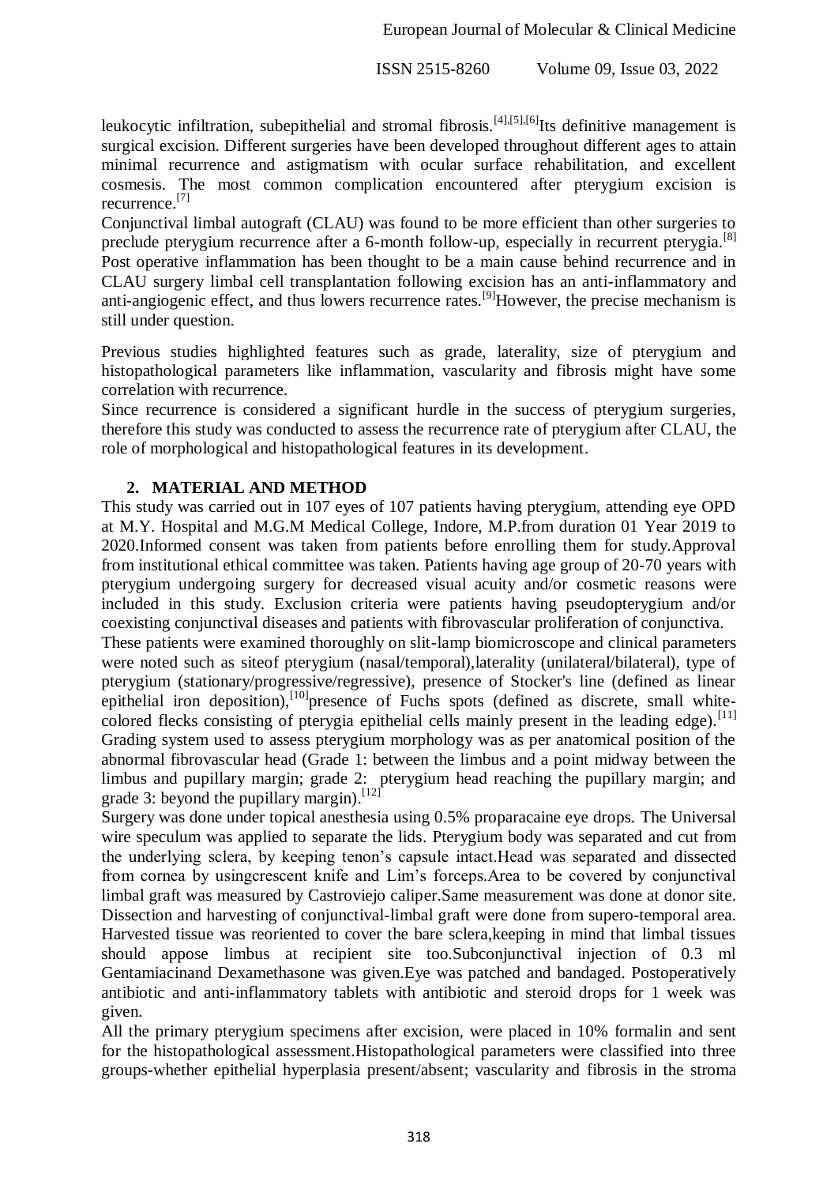leukocytic infiltration, subepithelial and stromal fibrosis.[4],[5],[6]Its definitive management is surgical excision. Different surgeries have been developed throughout different ages to attain minimal recurrence and astigmatism with ocular surface rehabilitation, and excellent cosmesis. The most common complication encountered after pterygium excision is recurrence.[7]

Conjunctival limbal autograft (CLAU) was found to be more efficient than other surgeries to preclude pterygium recurrence after a 6-month follow-up, especially in recurrent pterygia.[8] Post operative inflammation has been thought to be a main cause behind recurrence and in CLAU surgery limbal cell transplantation following excision has an anti-inflammatory and anti-angiogenic effect, and thus lowers recurrence rates.[9]However, the precise mechanism is still under question.

Previous studies highlighted features such as grade, laterality, size of pterygium and histopathological parameters like inflammation, vascularity and fibrosis might have some correlation with recurrence.

Since recurrence is considered a significant hurdle in the success of pterygium surgeries, therefore this study was conducted to assess the recurrence rate of pterygium after CLAU, the role of morphological and histopathological features in its development.

## 2. MATERIAL AND METHOD

This study was carried out in 107 eyes of 107 patients having pterygium, attending eye OPD at M.Y. Hospital and M.G.M Medical College, Indore, M.P.from duration 01 Year 2019 to 2020.Informed consent was taken from patients before enrolling them for study.Approval from institutional ethical committee was taken. Patients having age group of 20-70 years with pterygium undergoing surgery for decreased visual acuity and/or cosmetic reasons were included in this study. Exclusion criteria were patients having pseudopterygium and/or coexisting conjunctival diseases and patients with fibrovascular proliferation of conjunctiva.

These patients were examined thoroughly on slit-lamp biomicroscope and clinical parameters were noted such as siteof pterygium (nasal/temporal),laterality (unilateral/bilateral), type of pterygium (stationary/progressive/regressive), presence of Stocker's line (defined as linear epithelial iron deposition),[10]presence of Fuchs spots (defined as discrete, small white-colored flecks consisting of pterygia epithelial cells mainly present in the leading edge).[11] Grading system used to assess pterygium morphology was as per anatomical position of the abnormal fibrovascular head (Grade 1: between the limbus and a point midway between the limbus and pupillary margin; grade 2: pterygium head reaching the pupillary margin; and grade 3: beyond the pupillary margin).[12]

Surgery was done under topical anesthesia using 0.5% proparacaine eye drops. The Universal wire speculum was applied to separate the lids. Pterygium body was separated and cut from the underlying sclera, by keeping tenon's capsule intact.Head was separated and dissected from cornea by usingcrescent knife and Lim's forceps.Area to be covered by conjunctival limbal graft was measured by Castroviejo caliper.Same measurement was done at donor site. Dissection and harvesting of conjunctival-limbal graft were done from supero-temporal area. Harvested tissue was reoriented to cover the bare sclera,keeping in mind that limbal tissues should appose limbus at recipient site too.Subconjunctival injection of 0.3 ml Gentamiacinand Dexamethasone was given.Eye was patched and bandaged. Postoperatively antibiotic and anti-inflammatory tablets with antibiotic and steroid drops for 1 week was given.

All the primary pterygium specimens after excision, were placed in 10% formalin and sent for the histopathological assessment.Histopathological parameters were classified into three groups-whether epithelial hyperplasia present/absent; vascularity and fibrosis in the stroma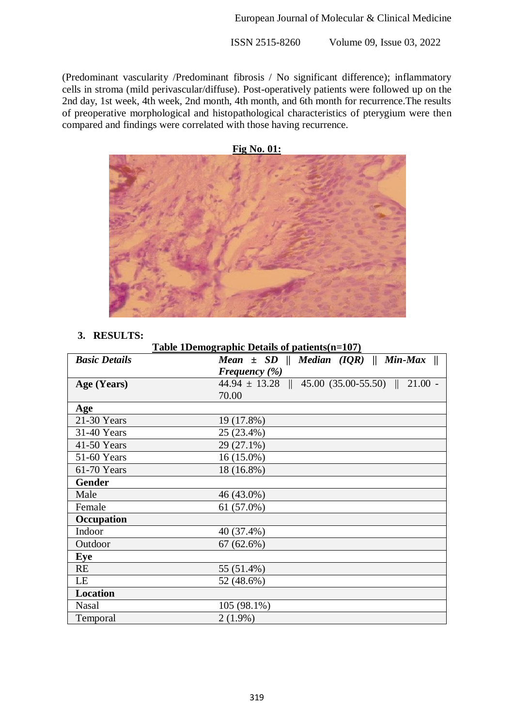(Predominant vascularity /Predominant fibrosis / No significant difference); inflammatory cells in stroma (mild perivascular/diffuse). Post-operatively patients were followed up on the 2nd day, 1st week, 4th week, 2nd month, 4th month, and 6th month for recurrence.The results of preoperative morphological and histopathological characteristics of pterygium were then compared and findings were correlated with those having recurrence.

**Fig No. 01:**

## 3. RESULTS:

**Table 1Demographic Details of patients(n=107)**

| *Basic Details* | *Mean ± SD ‖ Median (IQR) ‖ Min-Max ‖ Frequency (%)* |
|---|---|
| **Age (Years)** | 44.94 ± 13.28 ‖ 45.00 (35.00-55.50) ‖ 21.00 - 70.00 |
| **Age** | |
| 21-30 Years | 19 (17.8%) |
| 31-40 Years | 25 (23.4%) |
| 41-50 Years | 29 (27.1%) |
| 51-60 Years | 16 (15.0%) |
| 61-70 Years | 18 (16.8%) |
| **Gender** | |
| Male | 46 (43.0%) |
| Female | 61 (57.0%) |
| **Occupation** | |
| Indoor | 40 (37.4%) |
| Outdoor | 67 (62.6%) |
| **Eye** | |
| RE | 55 (51.4%) |
| LE | 52 (48.6%) |
| **Location** | |
| Nasal | 105 (98.1%) |
| Temporal | 2 (1.9%) |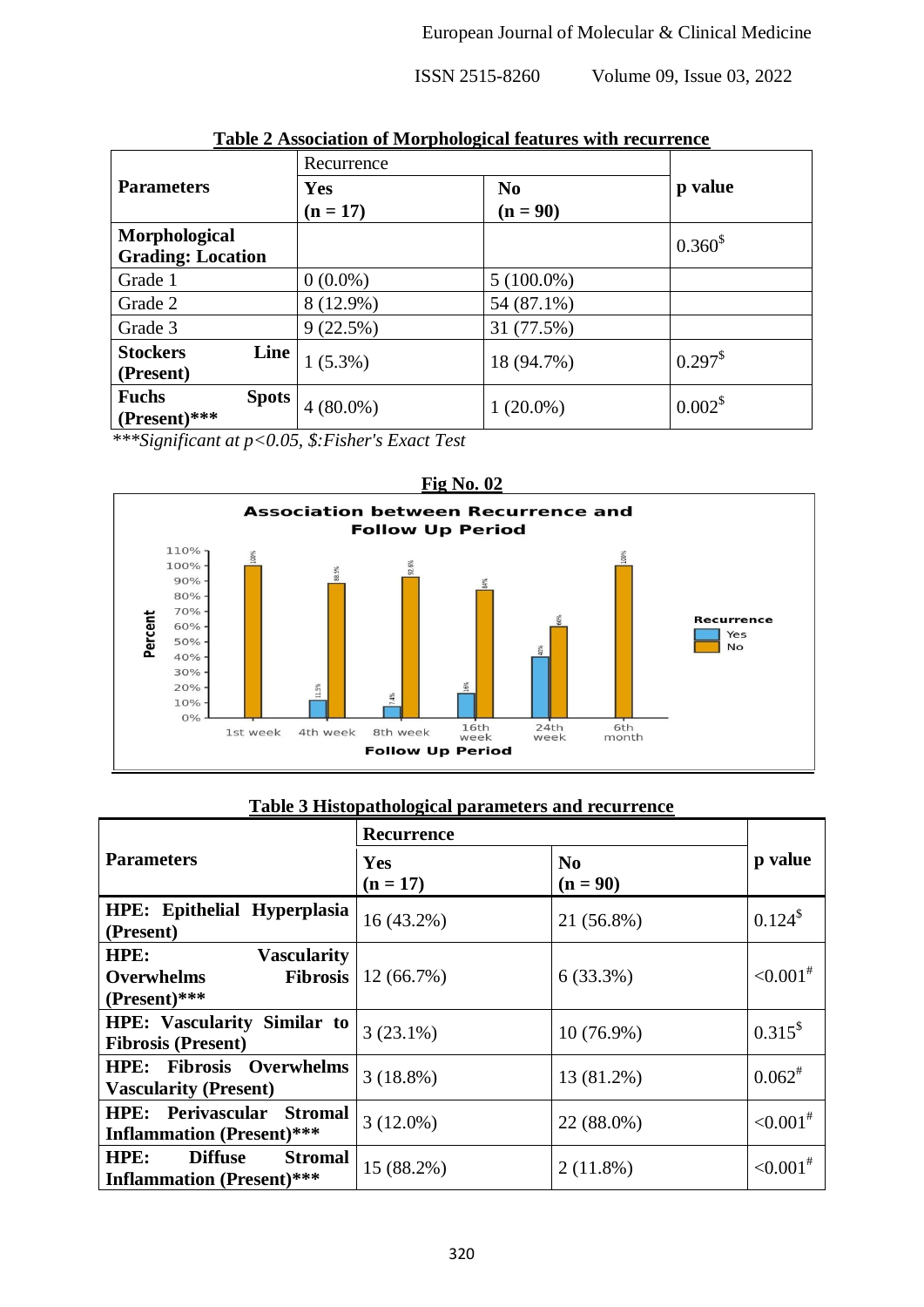**Table 2 Association of Morphological features with recurrence**

| Parameters | Recurrence | | p value |
|---|---|---|---|
| | **Yes (n = 17)** | **No (n = 90)** | |
| **Morphological Grading: Location** | | | $0.360^{\$}$ |
| Grade 1 | 0 (0.0%) | 5 (100.0%) | |
| Grade 2 | 8 (12.9%) | 54 (87.1%) | |
| Grade 3 | 9 (22.5%) | 31 (77.5%) | |
| **Stockers Line (Present)** | 1 (5.3%) | 18 (94.7%) | $0.297^{\$}$ |
| **Fuchs Spots (Present)*** ** | 4 (80.0%) | 1 (20.0%) | $0.002^{\$}$ |

****Significant at p<0.05, $:Fisher's Exact Test*

**Fig No. 02**

**Association between Recurrence and Follow Up Period**

| Follow Up Period | Yes | No |
|---|---|---|
| 1st week | | 100% |
| 4th week | 11.5% | 88.5% |
| 8th week | 7.4% | 92.6% |
| 16th week | 16% | 84% |
| 24th week | 40% | 60% |
| 6th month | | 100% |

**Table 3 Histopathological parameters and recurrence**

| Parameters | Recurrence | | p value |
|---|---|---|---|
| | **Yes (n = 17)** | **No (n = 90)** | |
| **HPE: Epithelial Hyperplasia (Present)** | 16 (43.2%) | 21 (56.8%) | $0.124^{\$}$ |
| **HPE: Vascularity Overwhelms Fibrosis (Present)*** ** | 12 (66.7%) | 6 (33.3%) | $<0.001^{\#}$ |
| **HPE: Vascularity Similar to Fibrosis (Present)** | 3 (23.1%) | 10 (76.9%) | $0.315^{\$}$ |
| **HPE: Fibrosis Overwhelms Vascularity (Present)** | 3 (18.8%) | 13 (81.2%) | $0.062^{\#}$ |
| **HPE: Perivascular Stromal Inflammation (Present)*** ** | 3 (12.0%) | 22 (88.0%) | $<0.001^{\#}$ |
| **HPE: Diffuse Stromal Inflammation (Present)*** ** | 15 (88.2%) | 2 (11.8%) | $<0.001^{\#}$ |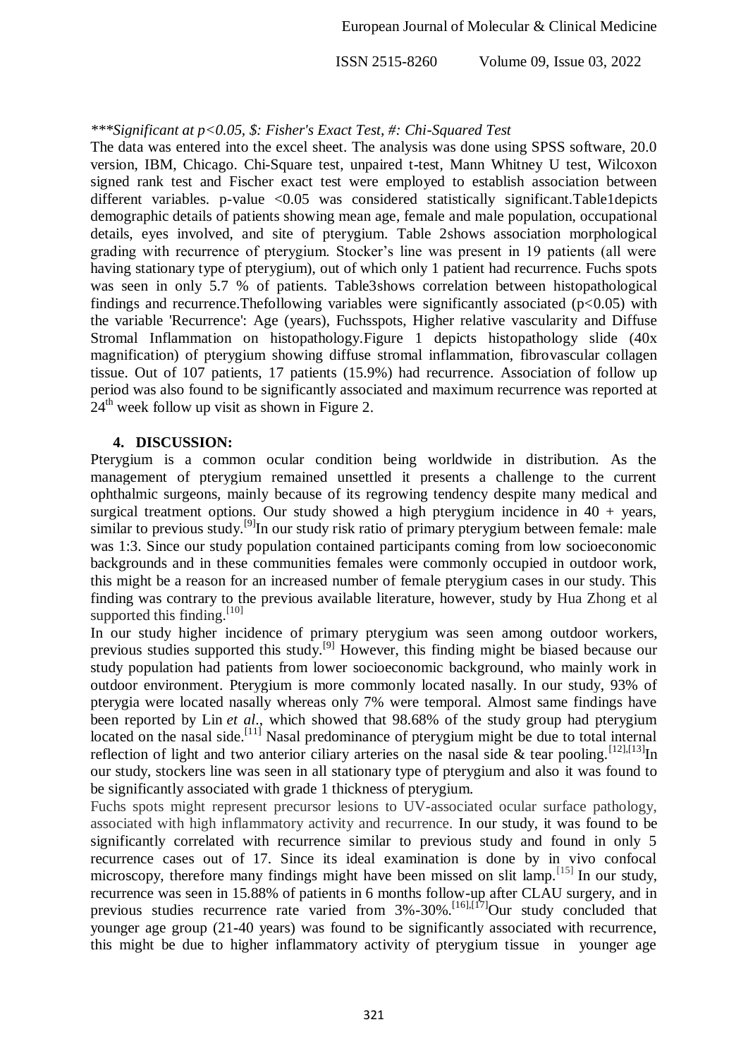****Significant at p<0.05, $: Fisher's Exact Test, #: Chi-Squared Test*

The data was entered into the excel sheet. The analysis was done using SPSS software, 20.0 version, IBM, Chicago. Chi-Square test, unpaired t-test, Mann Whitney U test, Wilcoxon signed rank test and Fischer exact test were employed to establish association between different variables. p-value <0.05 was considered statistically significant.Table1depicts demographic details of patients showing mean age, female and male population, occupational details, eyes involved, and site of pterygium. Table 2shows association morphological grading with recurrence of pterygium. Stocker's line was present in 19 patients (all were having stationary type of pterygium), out of which only 1 patient had recurrence. Fuchs spots was seen in only 5.7 % of patients. Table3shows correlation between histopathological findings and recurrence.Thefollowing variables were significantly associated ($p<0.05$) with the variable 'Recurrence': Age (years), Fuchsspots, Higher relative vascularity and Diffuse Stromal Inflammation on histopathology.Figure 1 depicts histopathology slide (40x magnification) of pterygium showing diffuse stromal inflammation, fibrovascular collagen tissue. Out of 107 patients, 17 patients (15.9%) had recurrence. Association of follow up period was also found to be significantly associated and maximum recurrence was reported at $24^{th}$ week follow up visit as shown in Figure 2.

## 4. DISCUSSION:

Pterygium is a common ocular condition being worldwide in distribution. As the management of pterygium remained unsettled it presents a challenge to the current ophthalmic surgeons, mainly because of its regrowing tendency despite many medical and surgical treatment options. Our study showed a high pterygium incidence in 40 + years, similar to previous study.[9]In our study risk ratio of primary pterygium between female: male was 1:3. Since our study population contained participants coming from low socioeconomic backgrounds and in these communities females were commonly occupied in outdoor work, this might be a reason for an increased number of female pterygium cases in our study. This finding was contrary to the previous available literature, however, study by Hua Zhong et al supported this finding.[10]

In our study higher incidence of primary pterygium was seen among outdoor workers, previous studies supported this study.[9] However, this finding might be biased because our study population had patients from lower socioeconomic background, who mainly work in outdoor environment. Pterygium is more commonly located nasally. In our study, 93% of pterygia were located nasally whereas only 7% were temporal. Almost same findings have been reported by Lin *et al*., which showed that 98.68% of the study group had pterygium located on the nasal side.[11] Nasal predominance of pterygium might be due to total internal reflection of light and two anterior ciliary arteries on the nasal side & tear pooling.[12],[13]In our study, stockers line was seen in all stationary type of pterygium and also it was found to be significantly associated with grade 1 thickness of pterygium.

Fuchs spots might represent precursor lesions to UV-associated ocular surface pathology, associated with high inflammatory activity and recurrence. In our study, it was found to be significantly correlated with recurrence similar to previous study and found in only 5 recurrence cases out of 17. Since its ideal examination is done by in vivo confocal microscopy, therefore many findings might have been missed on slit lamp.[15] In our study, recurrence was seen in 15.88% of patients in 6 months follow-up after CLAU surgery, and in previous studies recurrence rate varied from 3%-30%.[16],[17]Our study concluded that younger age group (21-40 years) was found to be significantly associated with recurrence, this might be due to higher inflammatory activity of pterygium tissue in younger age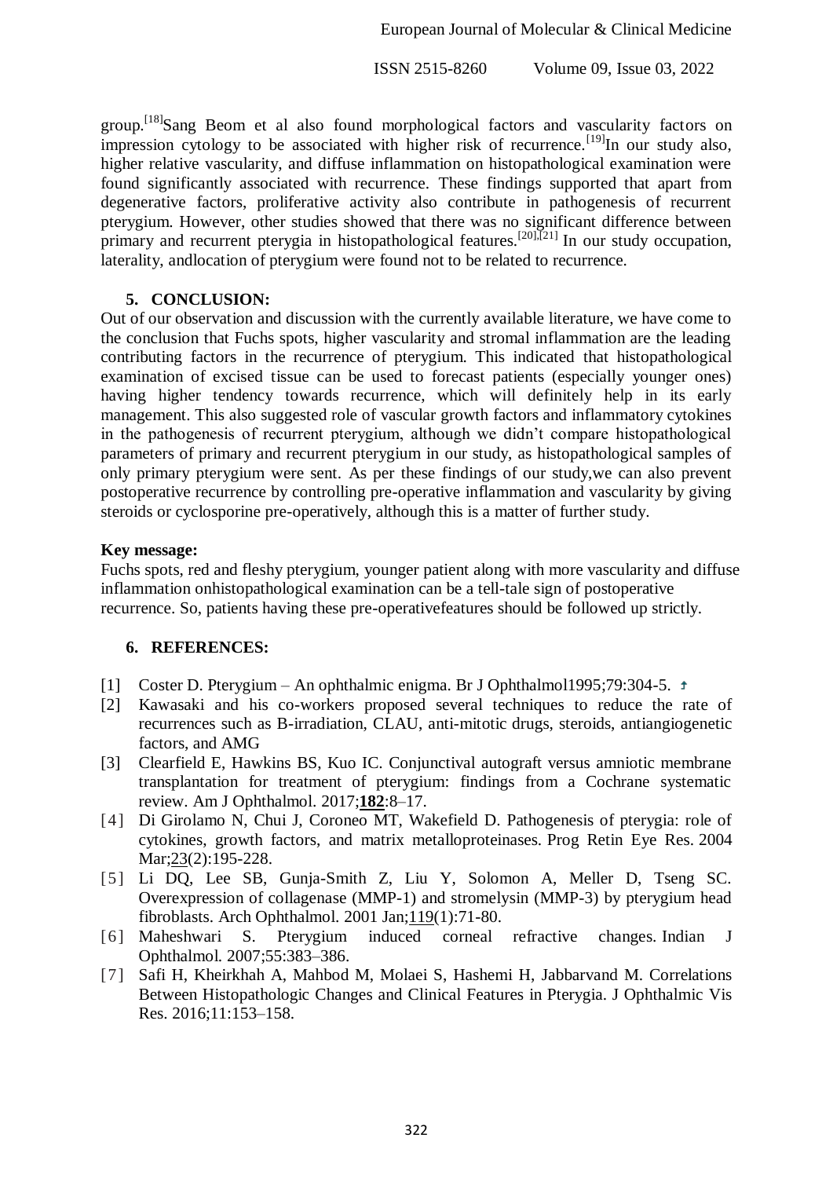group.[18]Sang Beom et al also found morphological factors and vascularity factors on impression cytology to be associated with higher risk of recurrence.[19]In our study also, higher relative vascularity, and diffuse inflammation on histopathological examination were found significantly associated with recurrence. These findings supported that apart from degenerative factors, proliferative activity also contribute in pathogenesis of recurrent pterygium. However, other studies showed that there was no significant difference between primary and recurrent pterygia in histopathological features.[20],[21] In our study occupation, laterality, andlocation of pterygium were found not to be related to recurrence.

## 5. CONCLUSION:

Out of our observation and discussion with the currently available literature, we have come to the conclusion that Fuchs spots, higher vascularity and stromal inflammation are the leading contributing factors in the recurrence of pterygium. This indicated that histopathological examination of excised tissue can be used to forecast patients (especially younger ones) having higher tendency towards recurrence, which will definitely help in its early management. This also suggested role of vascular growth factors and inflammatory cytokines in the pathogenesis of recurrent pterygium, although we didn't compare histopathological parameters of primary and recurrent pterygium in our study, as histopathological samples of only primary pterygium were sent. As per these findings of our study,we can also prevent postoperative recurrence by controlling pre-operative inflammation and vascularity by giving steroids or cyclosporine pre-operatively, although this is a matter of further study.

**Key message:**

Fuchs spots, red and fleshy pterygium, younger patient along with more vascularity and diffuse inflammation onhistopathological examination can be a tell-tale sign of postoperative recurrence. So, patients having these pre-operativefeatures should be followed up strictly.

## 6. REFERENCES:

[1] Coster D. Pterygium – An ophthalmic enigma. Br J Ophthalmol1995;79:304-5.

[2] Kawasaki and his co-workers proposed several techniques to reduce the rate of recurrences such as B-irradiation, CLAU, anti-mitotic drugs, steroids, antiangiogenetic factors, and AMG

[3] Clearfield E, Hawkins BS, Kuo IC. Conjunctival autograft versus amniotic membrane transplantation for treatment of pterygium: findings from a Cochrane systematic review. Am J Ophthalmol. 2017;**182**:8–17.

[4] Di Girolamo N, Chui J, Coroneo MT, Wakefield D. Pathogenesis of pterygia: role of cytokines, growth factors, and matrix metalloproteinases. Prog Retin Eye Res. 2004 Mar;23(2):195-228.

[5] Li DQ, Lee SB, Gunja-Smith Z, Liu Y, Solomon A, Meller D, Tseng SC. Overexpression of collagenase (MMP-1) and stromelysin (MMP-3) by pterygium head fibroblasts. Arch Ophthalmol. 2001 Jan;119(1):71-80.

[6] Maheshwari S. Pterygium induced corneal refractive changes. Indian J Ophthalmol. 2007;55:383–386.

[7] Safi H, Kheirkhah A, Mahbod M, Molaei S, Hashemi H, Jabbarvand M. Correlations Between Histopathologic Changes and Clinical Features in Pterygia. J Ophthalmic Vis Res. 2016;11:153–158.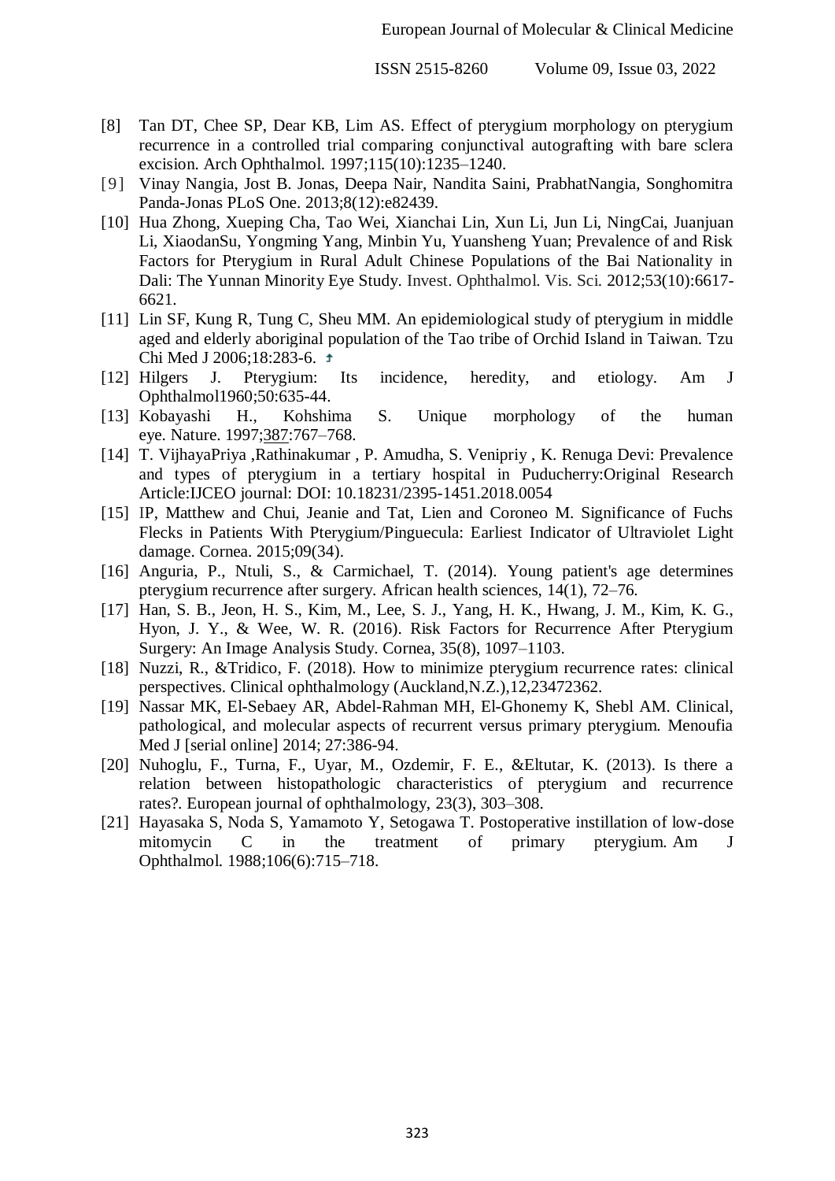[8] Tan DT, Chee SP, Dear KB, Lim AS. Effect of pterygium morphology on pterygium recurrence in a controlled trial comparing conjunctival autografting with bare sclera excision. Arch Ophthalmol. 1997;115(10):1235–1240.

[9] Vinay Nangia, Jost B. Jonas, Deepa Nair, Nandita Saini, PrabhatNangia, Songhomitra Panda-Jonas PLoS One. 2013;8(12):e82439.

[10] Hua Zhong, Xueping Cha, Tao Wei, Xianchai Lin, Xun Li, Jun Li, NingCai, Juanjuan Li, XiaodanSu, Yongming Yang, Minbin Yu, Yuansheng Yuan; Prevalence of and Risk Factors for Pterygium in Rural Adult Chinese Populations of the Bai Nationality in Dali: The Yunnan Minority Eye Study. Invest. Ophthalmol. Vis. Sci. 2012;53(10):6617-6621.

[11] Lin SF, Kung R, Tung C, Sheu MM. An epidemiological study of pterygium in middle aged and elderly aboriginal population of the Tao tribe of Orchid Island in Taiwan. Tzu Chi Med J 2006;18:283-6.

[12] Hilgers J. Pterygium: Its incidence, heredity, and etiology. Am J Ophthalmol1960;50:635-44.

[13] Kobayashi H., Kohshima S. Unique morphology of the human eye. Nature. 1997;387:767–768.

[14] T. VijhayaPriya ,Rathinakumar , P. Amudha, S. Venipriy , K. Renuga Devi: Prevalence and types of pterygium in a tertiary hospital in Puducherry:Original Research Article:IJCEO journal: DOI: 10.18231/2395-1451.2018.0054

[15] IP, Matthew and Chui, Jeanie and Tat, Lien and Coroneo M. Significance of Fuchs Flecks in Patients With Pterygium/Pinguecula: Earliest Indicator of Ultraviolet Light damage. Cornea. 2015;09(34).

[16] Anguria, P., Ntuli, S., & Carmichael, T. (2014). Young patient's age determines pterygium recurrence after surgery. African health sciences, 14(1), 72–76.

[17] Han, S. B., Jeon, H. S., Kim, M., Lee, S. J., Yang, H. K., Hwang, J. M., Kim, K. G., Hyon, J. Y., & Wee, W. R. (2016). Risk Factors for Recurrence After Pterygium Surgery: An Image Analysis Study. Cornea, 35(8), 1097–1103.

[18] Nuzzi, R., &Tridico, F. (2018). How to minimize pterygium recurrence rates: clinical perspectives. Clinical ophthalmology (Auckland,N.Z.),12,23472362.

[19] Nassar MK, El-Sebaey AR, Abdel-Rahman MH, El-Ghonemy K, Shebl AM. Clinical, pathological, and molecular aspects of recurrent versus primary pterygium. Menoufia Med J [serial online] 2014; 27:386-94.

[20] Nuhoglu, F., Turna, F., Uyar, M., Ozdemir, F. E., &Eltutar, K. (2013). Is there a relation between histopathologic characteristics of pterygium and recurrence rates?. European journal of ophthalmology, 23(3), 303–308.

[21] Hayasaka S, Noda S, Yamamoto Y, Setogawa T. Postoperative instillation of low-dose mitomycin C in the treatment of primary pterygium. Am J Ophthalmol. 1988;106(6):715–718.